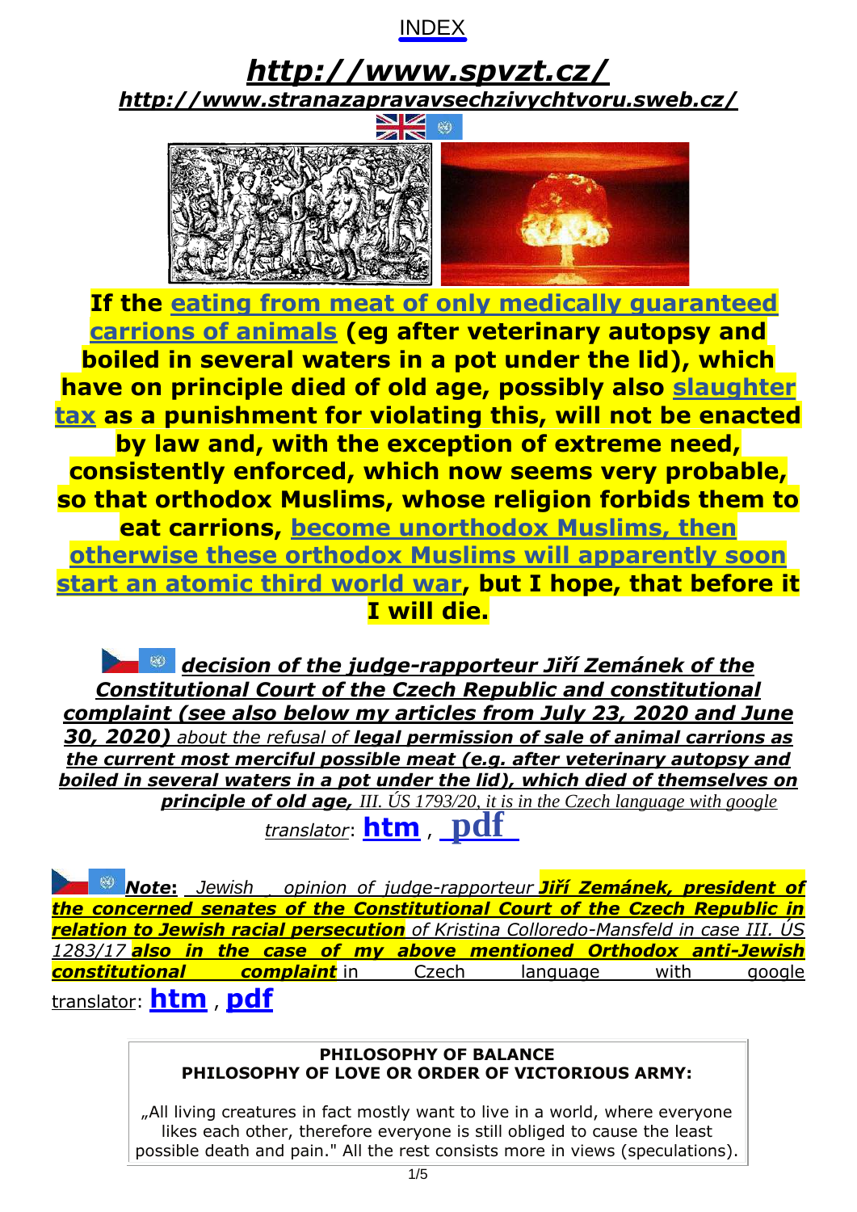INDEX

# http://www.spvzt.cz/

**http://www.stranazapravavsechzivychtvoru.sweb.cz/**

**If the eating from meat of only medically guaranteed carrions of animals (eg after veterinary autopsy and boiled in several waters in a pot under the lid), which have on principle died of old age, possibly also slaughter tax as a punishment for violating this, will not be enacted by law and, with the exception of extreme need, consistently enforced, which now seems very probable, so that orthodox Muslims, whose religion forbids them to eat carrions, become unorthodox Muslims, then otherwise these orthodox Muslims will apparently soon start an atomic third world war, but I hope, that before it I will die.**

***decision of the judge-rapporteur Jiří Zemánek of the Constitutional Court of the Czech Republic and constitutional complaint (see also below my articles from July 23, 2020 and June 30, 2020)*** *about the refusal of* ***legal permission of sale of animal carrions as the current most merciful possible meat (e.g. after veterinary autopsy and boiled in several waters in a pot under the lid), which died of themselves on principle of old age,*** *III. ÚS 1793/20, it is in the Czech language with google translator*: **htm** , **pdf**

***Note:*** *Jewish opinion of judge-rapporteur* ***Jiří Zemánek, president of the concerned senates of the Constitutional Court of the Czech Republic in relation to Jewish racial persecution*** *of Kristina Colloredo-Mansfeld in case III. ÚS 1283/17* ***also in the case of my above mentioned Orthodox anti-Jewish constitutional complaint*** in Czech language with google translator: **htm** , **pdf**

**PHILOSOPHY OF BALANCE**
**PHILOSOPHY OF LOVE OR ORDER OF VICTORIOUS ARMY:**

„All living creatures in fact mostly want to live in a world, where everyone likes each other, therefore everyone is still obliged to cause the least possible death and pain." All the rest consists more in views (speculations).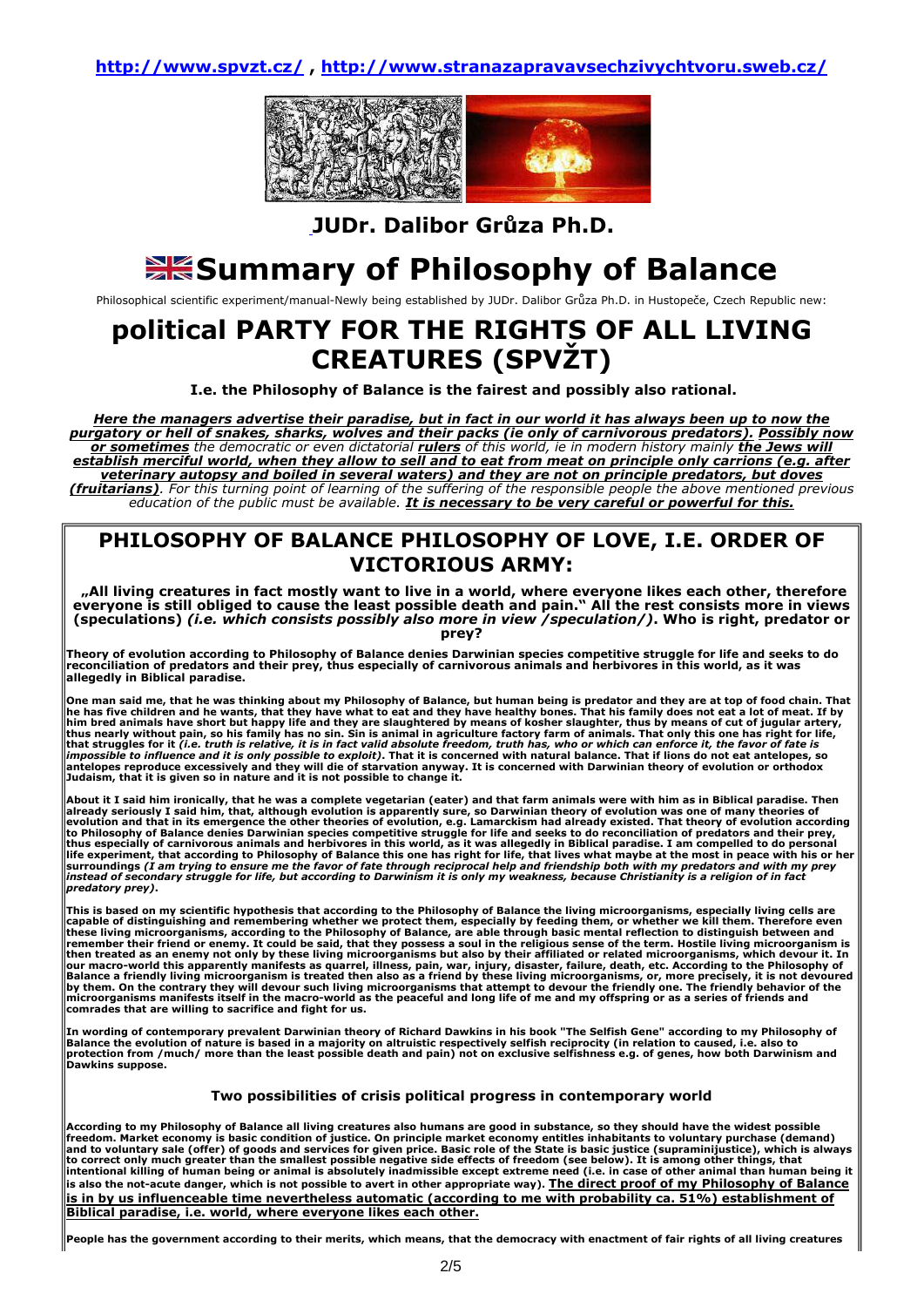**http://www.spvzt.cz/ , http://www.stranazapravavsechzivychtvoru.sweb.cz/**

## JUDr. Dalibor Grůza Ph.D.

# Summary of Philosophy of Balance

Philosophical scientific experiment/manual-Newly being established by JUDr. Dalibor Grůza Ph.D. in Hustopeče, Czech Republic new:

# political PARTY FOR THE RIGHTS OF ALL LIVING CREATURES (SPVŽT)

**I.e. the Philosophy of Balance is the fairest and possibly also rational.**

***Here the managers advertise their paradise, but in fact in our world it has always been up to now the purgatory or hell of snakes, sharks, wolves and their packs (ie only of carnivorous predators). Possibly now or sometimes*** *the democratic or even dictatorial* ***rulers*** *of this world, ie in modern history mainly* ***the Jews will establish merciful world, when they allow to sell and to eat from meat on principle only carrions (e.g. after veterinary autopsy and boiled in several waters) and they are not on principle predators, but doves (fruitarians)****. For this turning point of learning of the suffering of the responsible people the above mentioned previous education of the public must be available.* ***It is necessary to be very careful or powerful for this.***

## PHILOSOPHY OF BALANCE PHILOSOPHY OF LOVE, I.E. ORDER OF VICTORIOUS ARMY:

**„All living creatures in fact mostly want to live in a world, where everyone likes each other, therefore everyone is still obliged to cause the least possible death and pain." All the rest consists more in views (speculations)** ***(i.e. which consists possibly also more in view /speculation/)*****. Who is right, predator or prey?**

**Theory of evolution according to Philosophy of Balance denies Darwinian species competitive struggle for life and seeks to do reconciliation of predators and their prey, thus especially of carnivorous animals and herbivores in this world, as it was allegedly in Biblical paradise.**

**One man said me, that he was thinking about my Philosophy of Balance, but human being is predator and they are at top of food chain. That he has five children and he wants, that they have what to eat and they have healthy bones. That his family does not eat a lot of meat. If by him bred animals have short but happy life and they are slaughtered by means of kosher slaughter, thus by means of cut of jugular artery, thus nearly without pain, so his family has no sin. Sin is animal in agriculture factory farm of animals. That only this one has right for life, that struggles for it** ***(i.e. truth is relative, it is in fact valid absolute freedom, truth has, who or which can enforce it, the favor of fate is impossible to influence and it is only possible to exploit)*****. That it is concerned with natural balance. That if lions do not eat antelopes, so antelopes reproduce excessively and they will die of starvation anyway. It is concerned with Darwinian theory of evolution or orthodox Judaism, that it is given so in nature and it is not possible to change it.**

**About it I said him ironically, that he was a complete vegetarian (eater) and that farm animals were with him as in Biblical paradise. Then already seriously I said him, that, although evolution is apparently sure, so Darwinian theory of evolution was one of many theories of evolution and that in its emergence the other theories of evolution, e.g. Lamarckism had already existed. That theory of evolution according to Philosophy of Balance denies Darwinian species competitive struggle for life and seeks to do reconciliation of predators and their prey, thus especially of carnivorous animals and herbivores in this world, as it was allegedly in Biblical paradise. I am compelled to do personal life experiment, that according to Philosophy of Balance this one has right for life, that lives what maybe at the most in peace with his or her surroundings** ***(I am trying to ensure me the favor of fate through reciprocal help and friendship both with my predators and with my prey instead of secondary struggle for life, but according to Darwinism it is only my weakness, because Christianity is a religion of in fact predatory prey)*****.**

**This is based on my scientific hypothesis that according to the Philosophy of Balance the living microorganisms, especially living cells are capable of distinguishing and remembering whether we protect them, especially by feeding them, or whether we kill them. Therefore even these living microorganisms, according to the Philosophy of Balance, are able through basic mental reflection to distinguish between and remember their friend or enemy. It could be said, that they possess a soul in the religious sense of the term. Hostile living microorganism is then treated as an enemy not only by these living microorganisms but also by their affiliated or related microorganisms, which devour it. In our macro-world this apparently manifests as quarrel, illness, pain, war, injury, disaster, failure, death, etc. According to the Philosophy of Balance a friendly living microorganism is treated then also as a friend by these living microorganisms, or, more precisely, it is not devoured by them. On the contrary they will devour such living microorganisms that attempt to devour the friendly one. The friendly behavior of the microorganisms manifests itself in the macro-world as the peaceful and long life of me and my offspring or as a series of friends and comrades that are willing to sacrifice and fight for us.**

**In wording of contemporary prevalent Darwinian theory of Richard Dawkins in his book "The Selfish Gene" according to my Philosophy of Balance the evolution of nature is based in a majority on altruistic respectively selfish reciprocity (in relation to caused, i.e. also to protection from /much/ more than the least possible death and pain) not on exclusive selfishness e.g. of genes, how both Darwinism and Dawkins suppose.**

### Two possibilities of crisis political progress in contemporary world

**According to my Philosophy of Balance all living creatures also humans are good in substance, so they should have the widest possible freedom. Market economy is basic condition of justice. On principle market economy entitles inhabitants to voluntary purchase (demand) and to voluntary sale (offer) of goods and services for given price. Basic role of the State is basic justice (supraminijustice), which is always to correct only much greater than the smallest possible negative side effects of freedom (see below). It is among other things, that intentional killing of human being or animal is absolutely inadmissible except extreme need (i.e. in case of other animal than human being it is also the not-acute danger, which is not possible to avert in other appropriate way).** **The direct proof of my Philosophy of Balance is in by us influenceable time nevertheless automatic (according to me with probability ca. 51%) establishment of Biblical paradise, i.e. world, where everyone likes each other.**

**People has the government according to their merits, which means, that the democracy with enactment of fair rights of all living creatures**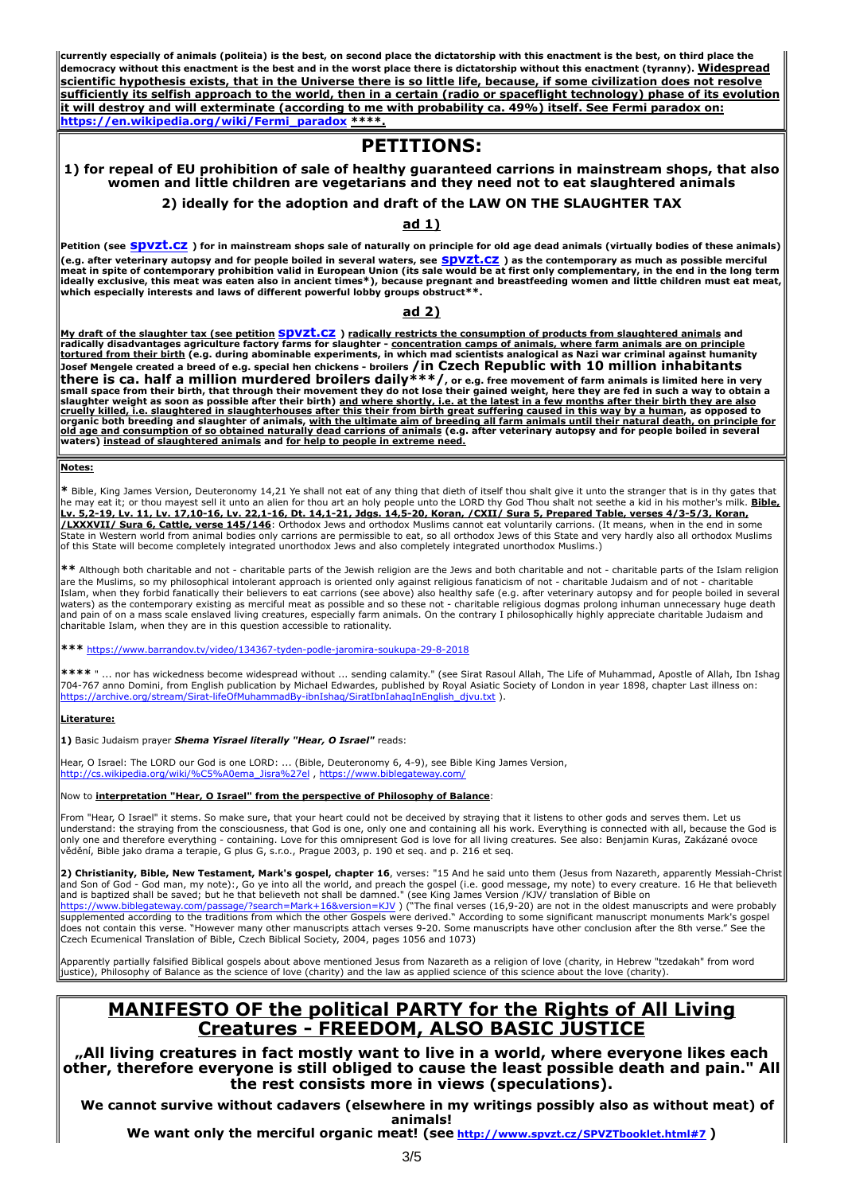**currently especially of animals (politeia) is the best, on second place the dictatorship with this enactment is the best, on third place the democracy without this enactment is the best and in the worst place there is dictatorship without this enactment (tyranny). Widespread scientific hypothesis exists, that in the Universe there is so little life, because, if some civilization does not resolve sufficiently its selfish approach to the world, then in a certain (radio or spaceflight technology) phase of its evolution it will destroy and will exterminate (according to me with probability ca. 49%) itself. See Fermi paradox on: https://en.wikipedia.org/wiki/Fermi_paradox \*\*\*\*.**

# PETITIONS:

### 1) for repeal of EU prohibition of sale of healthy guaranteed carrions in mainstream shops, that also women and little children are vegetarians and they need not to eat slaughtered animals

### 2) ideally for the adoption and draft of the LAW ON THE SLAUGHTER TAX

### ad 1)

**Petition (see spvzt.cz ) for in mainstream shops sale of naturally on principle for old age dead animals (virtually bodies of these animals) (e.g. after veterinary autopsy and for people boiled in several waters, see spvzt.cz ) as the contemporary as much as possible merciful meat in spite of contemporary prohibition valid in European Union (its sale would be at first only complementary, in the end in the long term ideally exclusive, this meat was eaten also in ancient times\*), because pregnant and breastfeeding women and little children must eat meat, which especially interests and laws of different powerful lobby groups obstruct\*\*.**

### ad 2)

**My draft of the slaughter tax (see petition spvzt.cz ) radically restricts the consumption of products from slaughtered animals and radically disadvantages agriculture factory farms for slaughter - concentration camps of animals, where farm animals are on principle tortured from their birth (e.g. during abominable experiments, in which mad scientists analogical as Nazi war criminal against humanity Josef Mengele created a breed of e.g. special hen chickens - broilers /in Czech Republic with 10 million inhabitants there is ca. half a million murdered broilers daily\*\*\*/, or e.g. free movement of farm animals is limited here in very small space from their birth, that through their movement they do not lose their gained weight, here they are fed in such a way to obtain a slaughter weight as soon as possible after their birth) and where shortly, i.e. at the latest in a few months after their birth they are also cruelly killed, i.e. slaughtered in slaughterhouses after this their from birth great suffering caused in this way by a human, as opposed to organic both breeding and slaughter of animals, with the ultimate aim of breeding all farm animals until their natural death, on principle for old age and consumption of so obtained naturally dead carrions of animals (e.g. after veterinary autopsy and for people boiled in several waters) instead of slaughtered animals and for help to people in extreme need.**

**Notes:**

**\*** Bible, King James Version, Deuteronomy 14,21 Ye shall not eat of any thing that dieth of itself thou shalt give it unto the stranger that is in thy gates that he may eat it; or thou mayest sell it unto an alien for thou art an holy people unto the LORD thy God Thou shalt not seethe a kid in his mother's milk. **Bible, Lv. 5,2-19, Lv. 11, Lv. 17,10-16, Lv. 22,1-16, Dt. 14,1-21, Jdgs. 14,5-20, Koran, /CXII/ Sura 5, Prepared Table, verses 4/3-5/3, Koran, /LXXXVII/ Sura 6, Cattle, verse 145/146**: Orthodox Jews and orthodox Muslims cannot eat voluntarily carrions. (It means, when in the end in some State in Western world from animal bodies only carrions are permissible to eat, so all orthodox Jews of this State and very hardly also all orthodox Muslims of this State will become completely integrated unorthodox Jews and also completely integrated unorthodox Muslims.)

**\*\*** Although both charitable and not - charitable parts of the Jewish religion are the Jews and both charitable and not - charitable parts of the Islam religion are the Muslims, so my philosophical intolerant approach is oriented only against religious fanaticism of not - charitable Judaism and of not - charitable Islam, when they forbid fanatically their believers to eat carrions (see above) also healthy safe (e.g. after veterinary autopsy and for people boiled in several waters) as the contemporary existing as merciful meat as possible and so these not - charitable religious dogmas prolong inhuman unnecessary huge death and pain of on a mass scale enslaved living creatures, especially farm animals. On the contrary I philosophically highly appreciate charitable Judaism and charitable Islam, when they are in this question accessible to rationality.

**\*\*\*** https://www.barrandov.tv/video/134367-tyden-podle-jaromira-soukupa-29-8-2018

**\*\*\*\*** " ... nor has wickedness become widespread without ... sending calamity." (see Sirat Rasoul Allah, The Life of Muhammad, Apostle of Allah, Ibn Ishaq 704-767 anno Domini, from English publication by Michael Edwardes, published by Royal Asiatic Society of London in year 1898, chapter Last illness on: https://archive.org/stream/Sirat-lifeOfMuhammadBy-ibnIshaq/SiratIbnIahaqInEnglish_djvu.txt ).

**Literature:**

**1)** Basic Judaism prayer ***Shema Yisrael literally "Hear, O Israel"*** reads:

Hear, O Israel: The LORD our God is one LORD: ... (Bible, Deuteronomy 6, 4-9), see Bible King James Version, http://cs.wikipedia.org/wiki/%C5%A0ema_Jisra%27el , https://www.biblegateway.com/

Now to **interpretation "Hear, O Israel" from the perspective of Philosophy of Balance**:

From "Hear, O Israel" it stems. So make sure, that your heart could not be deceived by straying that it listens to other gods and serves them. Let us understand: the straying from the consciousness, that God is one, only one and containing all his work. Everything is connected with all, because the God is only one and therefore everything - containing. Love for this omnipresent God is love for all living creatures. See also: Benjamin Kuras, Zakázané ovoce vědění, Bible jako drama a terapie, G plus G, s.r.o., Prague 2003, p. 190 et seq. and p. 216 et seq.

**2) Christianity, Bible, New Testament, Mark's gospel, chapter 16**, verses: "15 And he said unto them (Jesus from Nazareth, apparently Messiah-Christ and Son of God - God man, my note):, Go ye into all the world, and preach the gospel (i.e. good message, my note) to every creature. 16 He that believeth and is baptized shall be saved; but he that believeth not shall be damned." (see King James Version /KJV/ translation of Bible on https://www.biblegateway.com/passage/?search=Mark+16&version=KJV ) ("The final verses (16,9-20) are not in the oldest manuscripts and were probably supplemented according to the traditions from which the other Gospels were derived." According to some significant manuscript monuments Mark's gospel does not contain this verse. "However many other manuscripts attach verses 9-20. Some manuscripts have other conclusion after the 8th verse." See the Czech Ecumenical Translation of Bible, Czech Biblical Society, 2004, pages 1056 and 1073)

Apparently partially falsified Biblical gospels about above mentioned Jesus from Nazareth as a religion of love (charity, in Hebrew "tzedakah" from word justice), Philosophy of Balance as the science of love (charity) and the law as applied science of this science about the love (charity).

# MANIFESTO OF the political PARTY for the Rights of All Living Creatures - FREEDOM, ALSO BASIC JUSTICE

### „All living creatures in fact mostly want to live in a world, where everyone likes each other, therefore everyone is still obliged to cause the least possible death and pain." All the rest consists more in views (speculations).

**We cannot survive without cadavers (elsewhere in my writings possibly also as without meat) of animals!**

**We want only the merciful organic meat! (see http://www.spvzt.cz/SPVZTbooklet.html#7 )**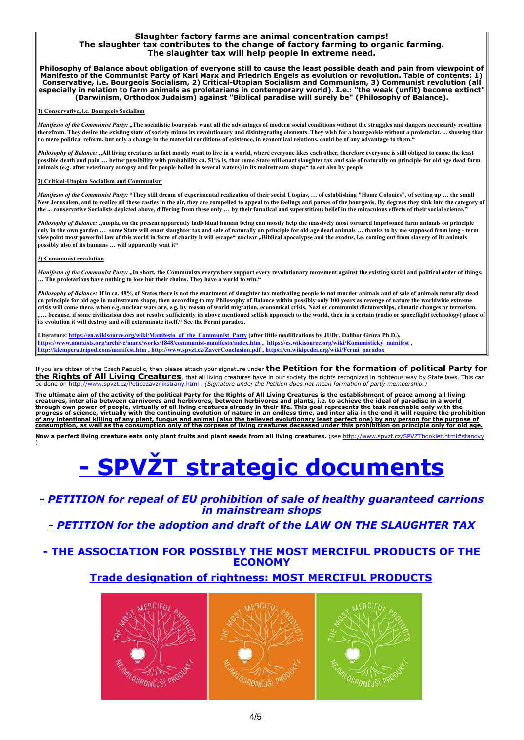**Slaughter factory farms are animal concentration camps!**
**The slaughter tax contributes to the change of factory farming to organic farming.**
**The slaughter tax will help people in extreme need.**

**Philosophy of Balance about obligation of everyone still to cause the least possible death and pain from viewpoint of Manifesto of the Communist Party of Karl Marx and Friedrich Engels as evolution or revolution. Table of contents: 1) Conservative, i.e. Bourgeois Socialism, 2) Critical-Utopian Socialism and Communism, 3) Communist revolution (all especially in relation to farm animals as proletarians in contemporary world). I.e.: "the weak (unfit) become extinct" (Darwinism, Orthodox Judaism) against "Biblical paradise will surely be" (Philosophy of Balance).**

**1) Conservative, i.e. Bourgeois Socialism**

***Manifesto of the Communist Party:*** **„The socialistic bourgeois want all the advantages of modern social conditions without the struggles and dangers necessarily resulting therefrom. They desire the existing state of society minus its revolutionary and disintegrating elements. They wish for a bourgeoisie without a proletariat. ... showing that no mere political reform, but only a change in the material conditions of existence, in economical relations, could be of any advantage to them."**

***Philosophy of Balance:*** **„All living creatures in fact mostly want to live in a world, where everyone likes each other, therefore everyone is still obliged to cause the least possible death and pain … better possibility with probability ca. 51% is, that some State will enact slaughter tax and sale of naturally on principle for old age dead farm animals (e.g. after veterinary autopsy and for people boiled in several waters) in its mainstream shops" to eat also by people**

**2) Critical-Utopian Socialism and Communism**

***Manifesto of the Communist Party:*** **"They still dream of experimental realization of their social Utopias, … of establishing "Home Colonies", of setting up … the small New Jerusalem, and to realize all these castles in the air, they are compelled to appeal to the feelings and purses of the bourgeois. By degrees they sink into the category of the ... conservative Socialists depicted above, differing from these only … by their fanatical and superstitious belief in the miraculous effects of their social science."**

***Philosophy of Balance:*** **„utopia, on the present apparently individual human being can mostly help the massively most tortured imprisoned farm animals on principle only in the own garden … some State will enact slaughter tax and sale of naturally on principle for old age dead animals … thanks to by me supposed from long - term viewpoint most powerful law of this world in form of charity it will escape" nuclear „Biblical apocalypse and the exodus, i.e. coming out from slavery of its animals possibly also of its humans … will apparently wait it"**

**3) Communist revolution**

***Manifesto of the Communist Party:*** **„In short, the Communists everywhere support every revolutionary movement against the existing social and political order of things. … The proletarians have nothing to lose but their chains. They have a world to win."**

***Philosophy of Balance:*** **If in ca. 49% of States there is not the enactment of slaughter tax motivating people to not murder animals and of sale of animals naturally dead on principle for old age in mainstream shops, then according to my Philosophy of Balance within possibly only 100 years as revenge of nature the worldwide extreme crisis will come there, when e.g. nuclear wars are, e.g. by reason of world migration, economical crisis, Nazi or communist dictatorships, climatic changes or terrorism. „… because, if some civilization does not resolve sufficiently its above mentioned selfish approach to the world, then in a certain (radio or spaceflight technology) phase of its evolution it will destroy and will exterminate itself." See the Fermi paradox.**

**Literature: https://en.wikisource.org/wiki/Manifesto_of_the_Communist_Party (after little modifications by JUDr. Dalibor Grůza Ph.D.), https://www.marxists.org/archive/marx/works/1848/communist-manifesto/index.htm , https://cs.wikisource.org/wiki/Komunistický_manifest , http://klempera.tripod.com/manifest.htm , http://www.spvzt.cz/ZaverConclusion.pdf , https://en.wikipedia.org/wiki/Fermi_paradox**

If you are citizen of the Czech Republic, then please attach your signature under **the Petition for the formation of political Party for the Rights of All Living Creatures**, that all living creatures have in our society the rights recognized in righteous way by State laws. This can be done on http://www.spvzt.cz/Peticezavznikstrany.html . *(Signature under the Petition does not mean formation of party membership.)*

**The ultimate aim of the activity of the political Party for the Rights of All Living Creatures is the establishment of peace among all living creatures, inter alia between carnivores and herbivores, between herbivores and plants, i.e. to achieve the ideal of paradise in a world through own power of people, virtually of all living creatures already in their life. This goal represents the task reachable only with the progress of science, virtually with the continuing evolution of nature in an endless time, and inter alia in the end it will require the prohibition of any intentional killing of any plant, fungus and animal (also the believed evolutionary least perfect one) by any person for the purpose of consumption, as well as the consumption only of the corpses of living creatures deceased under this prohibition on principle only for old age.**

**Now a perfect living creature eats only plant fruits and plant seeds from all living creatures.** (see http://www.spvzt.cz/SPVZTbooklet.html#stanovy )

# - SPVŽT strategic documents

### *- PETITION for repeal of EU prohibition of sale of healthy guaranteed carrions in mainstream shops*

### *- PETITION for the adoption and draft of the LAW ON THE SLAUGHTER TAX*

### - THE ASSOCIATION FOR POSSIBLY THE MOST MERCIFUL PRODUCTS OF THE ECONOMY

### Trade designation of rightness: MOST MERCIFUL PRODUCTS

THE MOST MERCIFUL PRODUCTS — NEJMILOSRDNĚJŠÍ PRODUKTY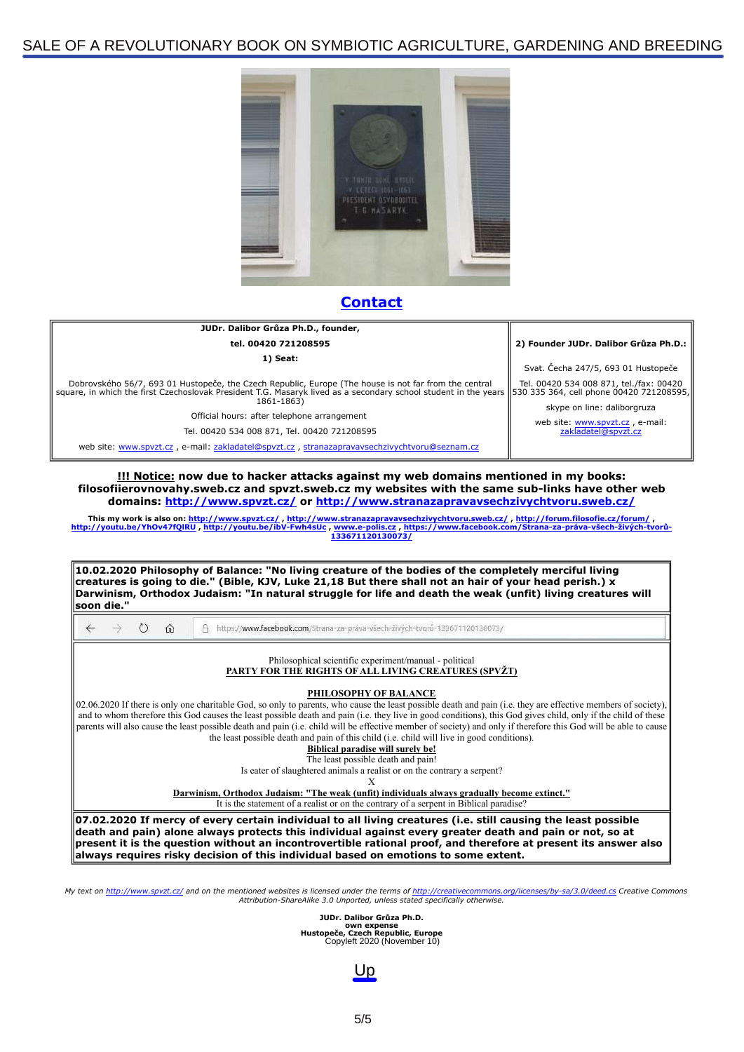# SALE OF A REVOLUTIONARY BOOK ON SYMBIOTIC AGRICULTURE, GARDENING AND BREEDING

## Contact

| | |
|---|---|
| **JUDr. Dalibor Grůza Ph.D., founder,**<br>**tel. 00420 721208595**<br>**1) Seat:**<br>Dobrovského 56/7, 693 01 Hustopeče, the Czech Republic, Europe (The house is not far from the central square, in which the first Czechoslovak President T.G. Masaryk lived as a secondary school student in the years 1861-1863)<br>Official hours: after telephone arrangement<br>Tel. 00420 534 008 871, Tel. 00420 721208595<br>web site: www.spvzt.cz , e-mail: zakladatel@spvzt.cz , stranazapravavsechzivychtvoru@seznam.cz | **2) Founder JUDr. Dalibor Grůza Ph.D.:**<br>Svat. Čecha 247/5, 693 01 Hustopeče<br>Tel. 00420 534 008 871, tel./fax: 00420 530 335 364, cell phone 00420 721208595,<br>skype on line: daliborgruza<br>web site: www.spvzt.cz , e-mail: zakladatel@spvzt.cz |

**!!! Notice: now due to hacker attacks against my web domains mentioned in my books: filosofiierovnovahy.sweb.cz and spvzt.sweb.cz my websites with the same sub-links have other web domains: http://www.spvzt.cz/ or http://www.stranazapravavsechzivychtvoru.sweb.cz/**

**This my work is also on: http://www.spvzt.cz/ , http://www.stranazapravavsechzivychtvoru.sweb.cz/ , http://forum.filosofie.cz/forum/ , http://youtu.be/YhOv47fQIRU , http://youtu.be/ibV-Fwh4sUc , www.e-polis.cz , https://www.facebook.com/Strana-za-práva-všech-živých-tvorů-133671120130073/**

**10.02.2020 Philosophy of Balance: "No living creature of the bodies of the completely merciful living creatures is going to die." (Bible, KJV, Luke 21,18 But there shall not an hair of your head perish.) x Darwinism, Orthodox Judaism: "In natural struggle for life and death the weak (unfit) living creatures will soon die."**

https://www.facebook.com/Strana-za-práva-všech-živých-tvorů-133671120130073/

Philosophical scientific experiment/manual - political
PARTY FOR THE RIGHTS OF ALL LIVING CREATURES (SPVŽT)

PHILOSOPHY OF BALANCE

02.06.2020 If there is only one charitable God, so only to parents, who cause the least possible death and pain (i.e. they are effective members of society), and to whom therefore this God causes the least possible death and pain (i.e. they live in good conditions), this God gives child, only if the child of these parents will also cause the least possible death and pain (i.e. child will be effective member of society) and only if therefore this God will be able to cause the least possible death and pain of this child (i.e. child will live in good conditions).

Biblical paradise will surely be!
The least possible death and pain!
Is eater of slaughtered animals a realist or on the contrary a serpent?
X
Darwinism, Orthodox Judaism: "The weak (unfit) individuals always gradually become extinct."
It is the statement of a realist or on the contrary of a serpent in Biblical paradise?

**07.02.2020 If mercy of every certain individual to all living creatures (i.e. still causing the least possible death and pain) alone always protects this individual against every greater death and pain or not, so at present it is the question without an incontrovertible rational proof, and therefore at present its answer also always requires risky decision of this individual based on emotions to some extent.**

*My text on http://www.spvzt.cz/ and on the mentioned websites is licensed under the terms of http://creativecommons.org/licenses/by-sa/3.0/deed.cs Creative Commons Attribution-ShareAlike 3.0 Unported, unless stated specifically otherwise.*

**JUDr. Dalibor Grůza Ph.D.**
**own expense**
**Hustopeče, Czech Republic, Europe**
Copyleft 2020 (November 10)

Up